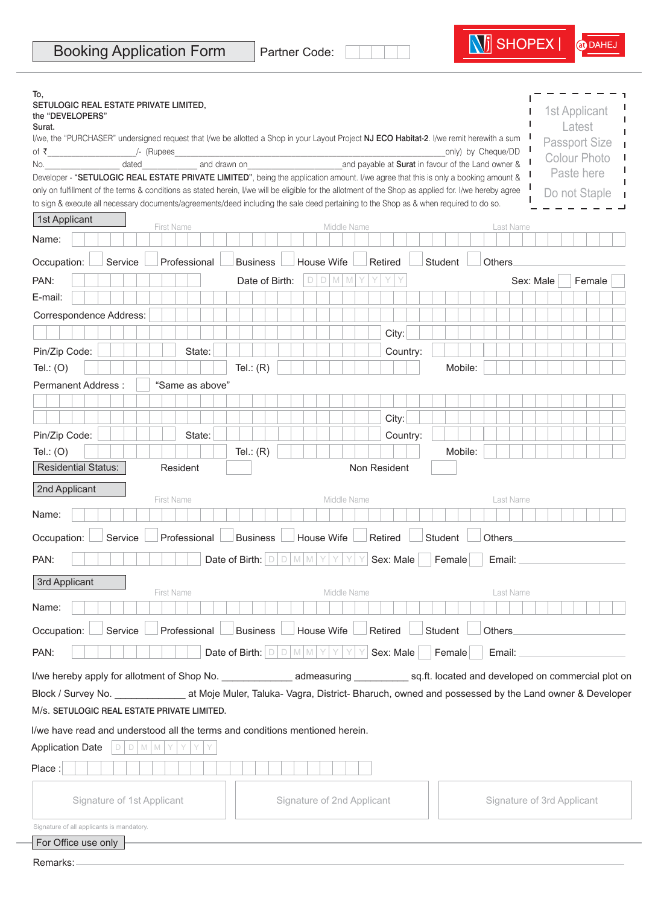# Booking Application Form

Partner Code:

NJ SHOPEX | at DAHEJ

To,
SETULOGIC REAL ESTATE PRIVATE LIMITED,
the "DEVELOPERS"
Surat.

I/we, the "PURCHASER" undersigned request that I/we be allotted a Shop in your Layout Project **NJ ECO Habitat-2**. I/we remit herewith a sum of ₹\_\_\_\_\_\_\_\_\_\_\_\_\_\_\_\_\_/- (Rupees\_\_\_\_\_\_\_\_\_\_\_\_\_\_\_\_\_\_\_\_\_\_\_\_\_\_\_\_\_\_\_\_\_\_\_\_\_\_only) by Cheque/DD No.\_\_\_\_\_\_\_\_\_\_\_\_\_\_\_\_ dated\_\_\_\_\_\_\_\_\_\_\_\_ and drawn on\_\_\_\_\_\_\_\_\_\_\_\_\_\_\_\_\_\_\_\_and payable at **Surat** in favour of the Land owner & Developer - **"SETULOGIC REAL ESTATE PRIVATE LIMITED"**, being the application amount. I/we agree that this is only a booking amount & only on fulfillment of the terms & conditions as stated herein, I/we will be eligible for the allotment of the Shop as applied for. I/we hereby agree to sign & execute all necessary documents/agreements/deed including the sale deed pertaining to the Shop as & when required to do so.

1st Applicant Latest Passport Size Colour Photo Paste here Do not Staple

## 1st Applicant

Name: First Name \_\_\_\_\_\_ Middle Name \_\_\_\_\_\_ Last Name \_\_\_\_\_\_

Occupation: ☐ Service ☐ Professional ☐ Business ☐ House Wife ☐ Retired ☐ Student ☐ Others\_\_\_\_\_\_

PAN: \_\_\_\_\_\_ Date of Birth: D D M M Y Y Y Y Sex: Male ☐ Female ☐

E-mail:

Correspondence Address:

City:

Pin/Zip Code: State: Country:

Tel.: (O) Tel.: (R) Mobile:

Permanent Address : ☐ "Same as above"

City:

Pin/Zip Code: State: Country:

Tel.: (O) Tel.: (R) Mobile:

Residential Status: Resident ☐ Non Resident ☐

## 2nd Applicant

Name: First Name \_\_\_\_\_\_ Middle Name \_\_\_\_\_\_ Last Name \_\_\_\_\_\_

Occupation: ☐ Service ☐ Professional ☐ Business ☐ House Wife ☐ Retired ☐ Student ☐ Others\_\_\_\_\_\_

PAN: \_\_\_\_\_\_ Date of Birth: D D M M Y Y Y Y Sex: Male ☐ Female ☐ Email: \_\_\_\_\_\_

## 3rd Applicant

Name: First Name \_\_\_\_\_\_ Middle Name \_\_\_\_\_\_ Last Name \_\_\_\_\_\_

Occupation: ☐ Service ☐ Professional ☐ Business ☐ House Wife ☐ Retired ☐ Student ☐ Others\_\_\_\_\_\_

PAN: \_\_\_\_\_\_ Date of Birth: D D M M Y Y Y Y Sex: Male ☐ Female ☐ Email: \_\_\_\_\_\_

I/we hereby apply for allotment of Shop No. \_\_\_\_\_\_\_\_\_\_\_\_\_\_ admeasuring \_\_\_\_\_\_\_\_\_\_\_\_\_ sq.ft. located and developed on commercial plot on Block / Survey No. \_\_\_\_\_\_\_\_\_\_\_\_\_\_ at Moje Muler, Taluka- Vagra, District- Bharuch, owned and possessed by the Land owner & Developer M/s. SETULOGIC REAL ESTATE PRIVATE LIMITED.

I/we have read and understood all the terms and conditions mentioned herein.

Application Date D D M M Y Y Y Y

Place :

| Signature of 1st Applicant | Signature of 2nd Applicant | Signature of 3rd Applicant |
|---|---|---|
| | | |

Signature of all applicants is mandatory.

## For Office use only

Remarks:\_\_\_\_\_\_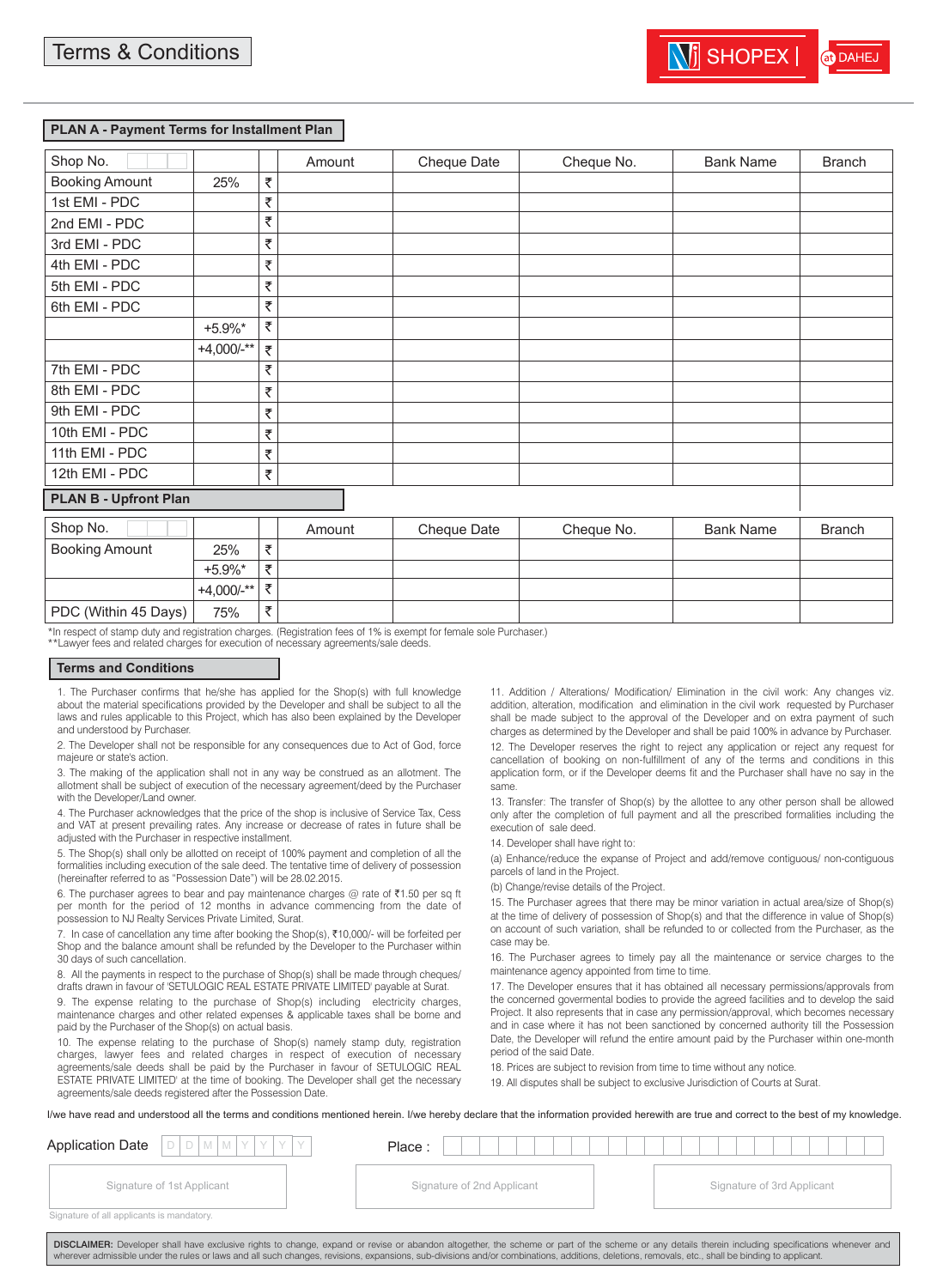# Terms & Conditions

SHOPEX | at DAHEJ

## PLAN A - Payment Terms for Installment Plan

| Shop No. | | | Amount | Cheque Date | Cheque No. | Bank Name | Branch |
|---|---|---|---|---|---|---|---|
| Booking Amount | 25% | ₹ | | | | | |
| 1st EMI - PDC | | ₹ | | | | | |
| 2nd EMI - PDC | | ₹ | | | | | |
| 3rd EMI - PDC | | ₹ | | | | | |
| 4th EMI - PDC | | ₹ | | | | | |
| 5th EMI - PDC | | ₹ | | | | | |
| 6th EMI - PDC | | ₹ | | | | | |
| | +5.9%* | ₹ | | | | | |
| | +4,000/-** | ₹ | | | | | |
| 7th EMI - PDC | | ₹ | | | | | |
| 8th EMI - PDC | | ₹ | | | | | |
| 9th EMI - PDC | | ₹ | | | | | |
| 10th EMI - PDC | | ₹ | | | | | |
| 11th EMI - PDC | | ₹ | | | | | |
| 12th EMI - PDC | | ₹ | | | | | |

## PLAN B - Upfront Plan

| Shop No. | | | Amount | Cheque Date | Cheque No. | Bank Name | Branch |
|---|---|---|---|---|---|---|---|
| Booking Amount | 25% | ₹ | | | | | |
| | +5.9%* | ₹ | | | | | |
| | +4,000/-** | ₹ | | | | | |
| PDC (Within 45 Days) | 75% | ₹ | | | | | |

*In respect of stamp duty and registration charges. (Registration fees of 1% is exempt for female sole Purchaser.)
**Lawyer fees and related charges for execution of necessary agreements/sale deeds.

## Terms and Conditions

1. The Purchaser confirms that he/she has applied for the Shop(s) with full knowledge about the material specifications provided by the Developer and shall be subject to all the laws and rules applicable to this Project, which has also been explained by the Developer and understood by Purchaser.

2. The Developer shall not be responsible for any consequences due to Act of God, force majeure or state's action.

3. The making of the application shall not in any way be construed as an allotment. The allotment shall be subject of execution of the necessary agreement/deed by the Purchaser with the Developer/Land owner.

4. The Purchaser acknowledges that the price of the shop is inclusive of Service Tax, Cess and VAT at present prevailing rates. Any increase or decrease of rates in future shall be adjusted with the Purchaser in respective installment.

5. The Shop(s) shall only be allotted on receipt of 100% payment and completion of all the formalities including execution of the sale deed. The tentative time of delivery of possession (hereinafter referred to as "Possession Date") will be 28.02.2015.

6. The purchaser agrees to bear and pay maintenance charges @ rate of ₹1.50 per sq ft per month for the period of 12 months in advance commencing from the date of possession to NJ Realty Services Private Limited, Surat.

7. In case of cancellation any time after booking the Shop(s), ₹10,000/- will be forfeited per Shop and the balance amount shall be refunded by the Developer to the Purchaser within 30 days of such cancellation.

8. All the payments in respect to the purchase of Shop(s) shall be made through cheques/ drafts drawn in favour of 'SETULOGIC REAL ESTATE PRIVATE LIMITED' payable at Surat.

9. The expense relating to the purchase of Shop(s) including electricity charges, maintenance charges and other related expenses & applicable taxes shall be borne and paid by the Purchaser of the Shop(s) on actual basis.

10. The expense relating to the purchase of Shop(s) namely stamp duty, registration charges, lawyer fees and related charges in respect of execution of necessary agreements/sale deeds shall be paid by the Purchaser in favour of SETULOGIC REAL ESTATE PRIVATE LIMITED' at the time of booking. The Developer shall get the necessary agreements/sale deeds registered after the Possession Date.

11. Addition / Alterations/ Modification/ Elimination in the civil work: Any changes viz. addition, alteration, modification and elimination in the civil work requested by Purchaser shall be made subject to the approval of the Developer and on extra payment of such charges as determined by the Developer and shall be paid 100% in advance by Purchaser.

12. The Developer reserves the right to reject any application or reject any request for cancellation of booking on non-fulfillment of any of the terms and conditions in this application form, or if the Developer deems fit and the Purchaser shall have no say in the same.

13. Transfer: The transfer of Shop(s) by the allottee to any other person shall be allowed only after the completion of full payment and all the prescribed formalities including the execution of sale deed.

14. Developer shall have right to:

(a) Enhance/reduce the expanse of Project and add/remove contiguous/ non-contiguous parcels of land in the Project.

(b) Change/revise details of the Project.

15. The Purchaser agrees that there may be minor variation in actual area/size of Shop(s) at the time of delivery of possession of Shop(s) and that the difference in value of Shop(s) on account of such variation, shall be refunded to or collected from the Purchaser, as the case may be.

16. The Purchaser agrees to timely pay all the maintenance or service charges to the maintenance agency appointed from time to time.

17. The Developer ensures that it has obtained all necessary permissions/approvals from the concerned governmental bodies to provide the agreed facilities and to develop the said Project. It also represents that in case any permission/approval, which becomes necessary and in case where it has not been sanctioned by concerned authority till the Possession Date, the Developer will refund the entire amount paid by the Purchaser within one-month period of the said Date.

18. Prices are subject to revision from time to time without any notice.

19. All disputes shall be subject to exclusive Jurisdiction of Courts at Surat.

I/we have read and understood all the terms and conditions mentioned herein. I/we hereby declare that the information provided herewith are true and correct to the best of my knowledge.

Application Date D D M M Y Y Y Y    Place :

Signature of 1st Applicant    Signature of 2nd Applicant    Signature of 3rd Applicant

Signature of all applicants is mandatory.

**DISCLAIMER:** Developer shall have exclusive rights to change, expand or revise or abandon altogether, the scheme or part of the scheme or any details therein including specifications whenever and wherever admissible under the rules or laws and all such changes, revisions, expansions, sub-divisions and/or combinations, additions, deletions, removals, etc., shall be binding to applicant.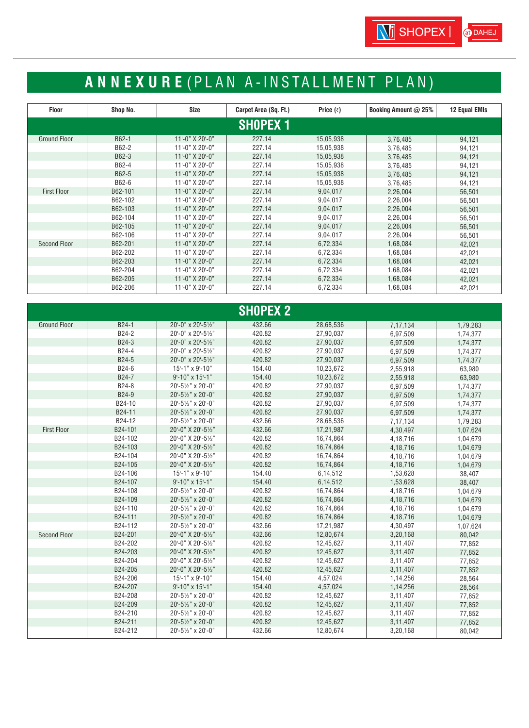# ANNEXURE (PLAN A-INSTALLMENT PLAN)

| Floor | Shop No. | Size | Carpet Area (Sq. Ft.) | Price (₹) | Booking Amount @ 25% | 12 Equal EMIs |
|---|---|---|---|---|---|---|
| **SHOPEX 1** | | | | | | |
| Ground Floor | B62-1 | 11'-0" X 20'-0" | 227.14 | 15,05,938 | 3,76,485 | 94,121 |
| | B62-2 | 11'-0" X 20'-0" | 227.14 | 15,05,938 | 3,76,485 | 94,121 |
| | B62-3 | 11'-0" X 20'-0" | 227.14 | 15,05,938 | 3,76,485 | 94,121 |
| | B62-4 | 11'-0" X 20'-0" | 227.14 | 15,05,938 | 3,76,485 | 94,121 |
| | B62-5 | 11'-0" X 20'-0" | 227.14 | 15,05,938 | 3,76,485 | 94,121 |
| | B62-6 | 11'-0" X 20'-0" | 227.14 | 15,05,938 | 3,76,485 | 94,121 |
| First Floor | B62-101 | 11'-0" X 20'-0" | 227.14 | 9,04,017 | 2,26,004 | 56,501 |
| | B62-102 | 11'-0" X 20'-0" | 227.14 | 9,04,017 | 2,26,004 | 56,501 |
| | B62-103 | 11'-0" X 20'-0" | 227.14 | 9,04,017 | 2,26,004 | 56,501 |
| | B62-104 | 11'-0" X 20'-0" | 227.14 | 9,04,017 | 2,26,004 | 56,501 |
| | B62-105 | 11'-0" X 20'-0" | 227.14 | 9,04,017 | 2,26,004 | 56,501 |
| | B62-106 | 11'-0" X 20'-0" | 227.14 | 9,04,017 | 2,26,004 | 56,501 |
| Second Floor | B62-201 | 11'-0" X 20'-0" | 227.14 | 6,72,334 | 1,68,084 | 42,021 |
| | B62-202 | 11'-0" X 20'-0" | 227.14 | 6,72,334 | 1,68,084 | 42,021 |
| | B62-203 | 11'-0" X 20'-0" | 227.14 | 6,72,334 | 1,68,084 | 42,021 |
| | B62-204 | 11'-0" X 20'-0" | 227.14 | 6,72,334 | 1,68,084 | 42,021 |
| | B62-205 | 11'-0" X 20'-0" | 227.14 | 6,72,334 | 1,68,084 | 42,021 |
| | B62-206 | 11'-0" X 20'-0" | 227.14 | 6,72,334 | 1,68,084 | 42,021 |

| Floor | Shop No. | Size | Carpet Area (Sq. Ft.) | Price (₹) | Booking Amount @ 25% | 12 Equal EMIs |
|---|---|---|---|---|---|---|
| **SHOPEX 2** | | | | | | |
| Ground Floor | B24-1 | 20'-0" x 20'-5½" | 432.66 | 28,68,536 | 7,17,134 | 1,79,283 |
| | B24-2 | 20'-0" x 20'-5½" | 420.82 | 27,90,037 | 6,97,509 | 1,74,377 |
| | B24-3 | 20'-0" x 20'-5½" | 420.82 | 27,90,037 | 6,97,509 | 1,74,377 |
| | B24-4 | 20'-0" x 20'-5½" | 420.82 | 27,90,037 | 6,97,509 | 1,74,377 |
| | B24-5 | 20'-0" x 20'-5½" | 420.82 | 27,90,037 | 6,97,509 | 1,74,377 |
| | B24-6 | 15'-1" x 9'-10" | 154.40 | 10,23,672 | 2,55,918 | 63,980 |
| | B24-7 | 9'-10" x 15'-1" | 154.40 | 10,23,672 | 2,55,918 | 63,980 |
| | B24-8 | 20'-5½" x 20'-0" | 420.82 | 27,90,037 | 6,97,509 | 1,74,377 |
| | B24-9 | 20'-5½" x 20'-0" | 420.82 | 27,90,037 | 6,97,509 | 1,74,377 |
| | B24-10 | 20'-5½" x 20'-0" | 420.82 | 27,90,037 | 6,97,509 | 1,74,377 |
| | B24-11 | 20'-5½" x 20'-0" | 420.82 | 27,90,037 | 6,97,509 | 1,74,377 |
| | B24-12 | 20'-5½" x 20'-0" | 432.66 | 28,68,536 | 7,17,134 | 1,79,283 |
| First Floor | B24-101 | 20'-0" X 20'-5½" | 432.66 | 17,21,987 | 4,30,497 | 1,07,624 |
| | B24-102 | 20'-0" X 20'-5½" | 420.82 | 16,74,864 | 4,18,716 | 1,04,679 |
| | B24-103 | 20'-0" X 20'-5½" | 420.82 | 16,74,864 | 4,18,716 | 1,04,679 |
| | B24-104 | 20'-0" X 20'-5½" | 420.82 | 16,74,864 | 4,18,716 | 1,04,679 |
| | B24-105 | 20'-0" X 20'-5½" | 420.82 | 16,74,864 | 4,18,716 | 1,04,679 |
| | B24-106 | 15'-1" x 9'-10" | 154.40 | 6,14,512 | 1,53,628 | 38,407 |
| | B24-107 | 9'-10" x 15'-1" | 154.40 | 6,14,512 | 1,53,628 | 38,407 |
| | B24-108 | 20'-5½" x 20'-0" | 420.82 | 16,74,864 | 4,18,716 | 1,04,679 |
| | B24-109 | 20'-5½" x 20'-0" | 420.82 | 16,74,864 | 4,18,716 | 1,04,679 |
| | B24-110 | 20'-5½" x 20'-0" | 420.82 | 16,74,864 | 4,18,716 | 1,04,679 |
| | B24-111 | 20'-5½" x 20'-0" | 420.82 | 16,74,864 | 4,18,716 | 1,04,679 |
| | B24-112 | 20'-5½" x 20'-0" | 432.66 | 17,21,987 | 4,30,497 | 1,07,624 |
| Second Floor | B24-201 | 20'-0" X 20'-5½" | 432.66 | 12,80,674 | 3,20,168 | 80,042 |
| | B24-202 | 20'-0" X 20'-5½" | 420.82 | 12,45,627 | 3,11,407 | 77,852 |
| | B24-203 | 20'-0" X 20'-5½" | 420.82 | 12,45,627 | 3,11,407 | 77,852 |
| | B24-204 | 20'-0" X 20'-5½" | 420.82 | 12,45,627 | 3,11,407 | 77,852 |
| | B24-205 | 20'-0" X 20'-5½" | 420.82 | 12,45,627 | 3,11,407 | 77,852 |
| | B24-206 | 15'-1" x 9'-10" | 154.40 | 4,57,024 | 1,14,256 | 28,564 |
| | B24-207 | 9'-10" x 15'-1" | 154.40 | 4,57,024 | 1,14,256 | 28,564 |
| | B24-208 | 20'-5½" x 20'-0" | 420.82 | 12,45,627 | 3,11,407 | 77,852 |
| | B24-209 | 20'-5½" x 20'-0" | 420.82 | 12,45,627 | 3,11,407 | 77,852 |
| | B24-210 | 20'-5½" x 20'-0" | 420.82 | 12,45,627 | 3,11,407 | 77,852 |
| | B24-211 | 20'-5½" x 20'-0" | 420.82 | 12,45,627 | 3,11,407 | 77,852 |
| | B24-212 | 20'-5½" x 20'-0" | 432.66 | 12,80,674 | 3,20,168 | 80,042 |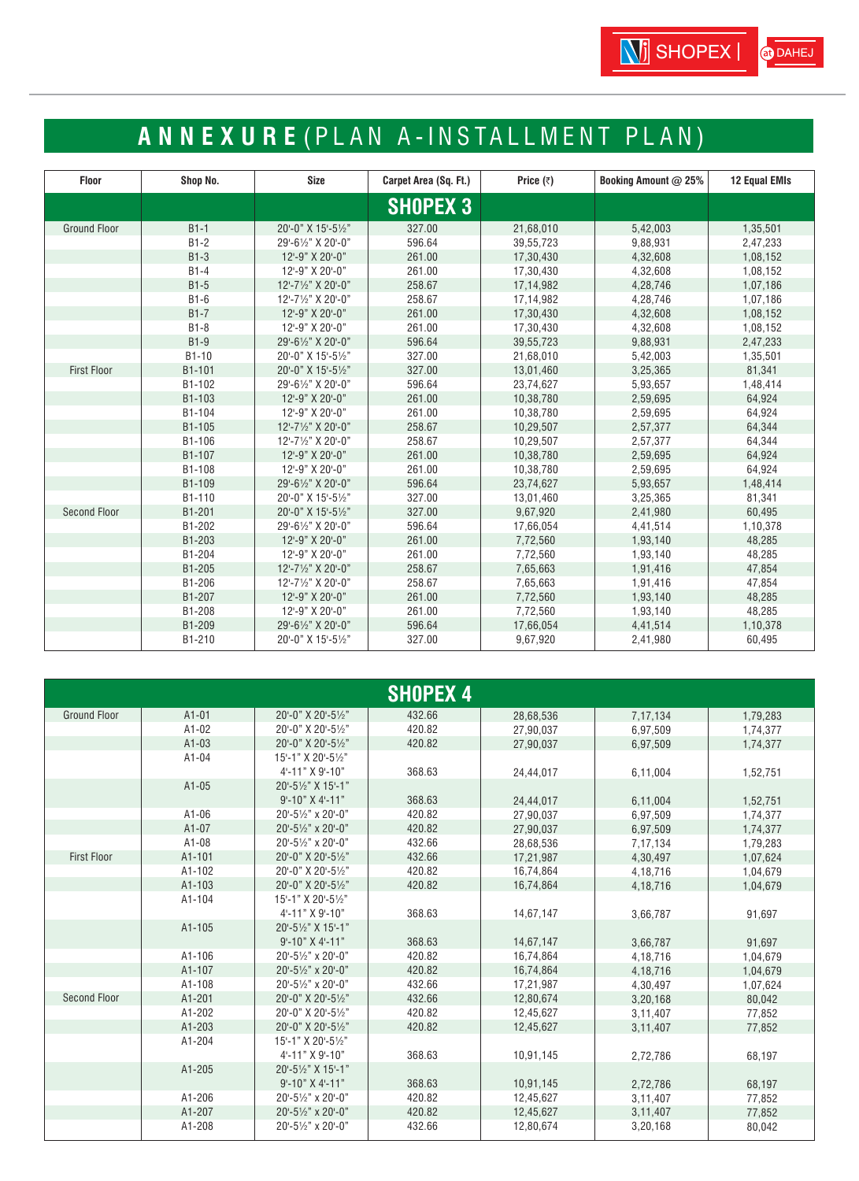# ANNEXURE (PLAN A-INSTALLMENT PLAN)

| Floor | Shop No. | Size | Carpet Area (Sq. Ft.) | Price (₹) | Booking Amount @ 25% | 12 Equal EMIs |
|---|---|---|---|---|---|---|
| | | | **SHOPEX 3** | | | |
| Ground Floor | B1-1 | 20'-0" X 15'-5½" | 327.00 | 21,68,010 | 5,42,003 | 1,35,501 |
| | B1-2 | 29'-6½" X 20'-0" | 596.64 | 39,55,723 | 9,88,931 | 2,47,233 |
| | B1-3 | 12'-9" X 20'-0" | 261.00 | 17,30,430 | 4,32,608 | 1,08,152 |
| | B1-4 | 12'-9" X 20'-0" | 261.00 | 17,30,430 | 4,32,608 | 1,08,152 |
| | B1-5 | 12'-7½" X 20'-0" | 258.67 | 17,14,982 | 4,28,746 | 1,07,186 |
| | B1-6 | 12'-7½" X 20'-0" | 258.67 | 17,14,982 | 4,28,746 | 1,07,186 |
| | B1-7 | 12'-9" X 20'-0" | 261.00 | 17,30,430 | 4,32,608 | 1,08,152 |
| | B1-8 | 12'-9" X 20'-0" | 261.00 | 17,30,430 | 4,32,608 | 1,08,152 |
| | B1-9 | 29'-6½" X 20'-0" | 596.64 | 39,55,723 | 9,88,931 | 2,47,233 |
| | B1-10 | 20'-0" X 15'-5½" | 327.00 | 21,68,010 | 5,42,003 | 1,35,501 |
| First Floor | B1-101 | 20'-0" X 15'-5½" | 327.00 | 13,01,460 | 3,25,365 | 81,341 |
| | B1-102 | 29'-6½" X 20'-0" | 596.64 | 23,74,627 | 5,93,657 | 1,48,414 |
| | B1-103 | 12'-9" X 20'-0" | 261.00 | 10,38,780 | 2,59,695 | 64,924 |
| | B1-104 | 12'-9" X 20'-0" | 261.00 | 10,38,780 | 2,59,695 | 64,924 |
| | B1-105 | 12'-7½" X 20'-0" | 258.67 | 10,29,507 | 2,57,377 | 64,344 |
| | B1-106 | 12'-7½" X 20'-0" | 258.67 | 10,29,507 | 2,57,377 | 64,344 |
| | B1-107 | 12'-9" X 20'-0" | 261.00 | 10,38,780 | 2,59,695 | 64,924 |
| | B1-108 | 12'-9" X 20'-0" | 261.00 | 10,38,780 | 2,59,695 | 64,924 |
| | B1-109 | 29'-6½" X 20'-0" | 596.64 | 23,74,627 | 5,93,657 | 1,48,414 |
| | B1-110 | 20'-0" X 15'-5½" | 327.00 | 13,01,460 | 3,25,365 | 81,341 |
| Second Floor | B1-201 | 20'-0" X 15'-5½" | 327.00 | 9,67,920 | 2,41,980 | 60,495 |
| | B1-202 | 29'-6½" X 20'-0" | 596.64 | 17,66,054 | 4,41,514 | 1,10,378 |
| | B1-203 | 12'-9" X 20'-0" | 261.00 | 7,72,560 | 1,93,140 | 48,285 |
| | B1-204 | 12'-9" X 20'-0" | 261.00 | 7,72,560 | 1,93,140 | 48,285 |
| | B1-205 | 12'-7½" X 20'-0" | 258.67 | 7,65,663 | 1,91,416 | 47,854 |
| | B1-206 | 12'-7½" X 20'-0" | 258.67 | 7,65,663 | 1,91,416 | 47,854 |
| | B1-207 | 12'-9" X 20'-0" | 261.00 | 7,72,560 | 1,93,140 | 48,285 |
| | B1-208 | 12'-9" X 20'-0" | 261.00 | 7,72,560 | 1,93,140 | 48,285 |
| | B1-209 | 29'-6½" X 20'-0" | 596.64 | 17,66,054 | 4,41,514 | 1,10,378 |
| | B1-210 | 20'-0" X 15'-5½" | 327.00 | 9,67,920 | 2,41,980 | 60,495 |

| Floor | Shop No. | Size | Carpet Area (Sq. Ft.) | Price (₹) | Booking Amount @ 25% | 12 Equal EMIs |
|---|---|---|---|---|---|---|
| | | | **SHOPEX 4** | | | |
| Ground Floor | A1-01 | 20'-0" X 20'-5½" | 432.66 | 28,68,536 | 7,17,134 | 1,79,283 |
| | A1-02 | 20'-0" X 20'-5½" | 420.82 | 27,90,037 | 6,97,509 | 1,74,377 |
| | A1-03 | 20'-0" X 20'-5½" | 420.82 | 27,90,037 | 6,97,509 | 1,74,377 |
| | A1-04 | 15'-1" X 20'-5½" 4'-11" X 9'-10" | 368.63 | 24,44,017 | 6,11,004 | 1,52,751 |
| | A1-05 | 20'-5½" X 15'-1" 9'-10" X 4'-11" | 368.63 | 24,44,017 | 6,11,004 | 1,52,751 |
| | A1-06 | 20'-5½" x 20'-0" | 420.82 | 27,90,037 | 6,97,509 | 1,74,377 |
| | A1-07 | 20'-5½" x 20'-0" | 420.82 | 27,90,037 | 6,97,509 | 1,74,377 |
| | A1-08 | 20'-5½" x 20'-0" | 432.66 | 28,68,536 | 7,17,134 | 1,79,283 |
| First Floor | A1-101 | 20'-0" X 20'-5½" | 432.66 | 17,21,987 | 4,30,497 | 1,07,624 |
| | A1-102 | 20'-0" X 20'-5½" | 420.82 | 16,74,864 | 4,18,716 | 1,04,679 |
| | A1-103 | 20'-0" X 20'-5½" | 420.82 | 16,74,864 | 4,18,716 | 1,04,679 |
| | A1-104 | 15'-1" X 20'-5½" 4'-11" X 9'-10" | 368.63 | 14,67,147 | 3,66,787 | 91,697 |
| | A1-105 | 20'-5½" X 15'-1" 9'-10" X 4'-11" | 368.63 | 14,67,147 | 3,66,787 | 91,697 |
| | A1-106 | 20'-5½" x 20'-0" | 420.82 | 16,74,864 | 4,18,716 | 1,04,679 |
| | A1-107 | 20'-5½" x 20'-0" | 420.82 | 16,74,864 | 4,18,716 | 1,04,679 |
| | A1-108 | 20'-5½" x 20'-0" | 432.66 | 17,21,987 | 4,30,497 | 1,07,624 |
| Second Floor | A1-201 | 20'-0" X 20'-5½" | 432.66 | 12,80,674 | 3,20,168 | 80,042 |
| | A1-202 | 20'-0" X 20'-5½" | 420.82 | 12,45,627 | 3,11,407 | 77,852 |
| | A1-203 | 20'-0" X 20'-5½" | 420.82 | 12,45,627 | 3,11,407 | 77,852 |
| | A1-204 | 15'-1" X 20'-5½" 4'-11" X 9'-10" | 368.63 | 10,91,145 | 2,72,786 | 68,197 |
| | A1-205 | 20'-5½" X 15'-1" 9'-10" X 4'-11" | 368.63 | 10,91,145 | 2,72,786 | 68,197 |
| | A1-206 | 20'-5½" x 20'-0" | 420.82 | 12,45,627 | 3,11,407 | 77,852 |
| | A1-207 | 20'-5½" x 20'-0" | 420.82 | 12,45,627 | 3,11,407 | 77,852 |
| | A1-208 | 20'-5½" x 20'-0" | 432.66 | 12,80,674 | 3,20,168 | 80,042 |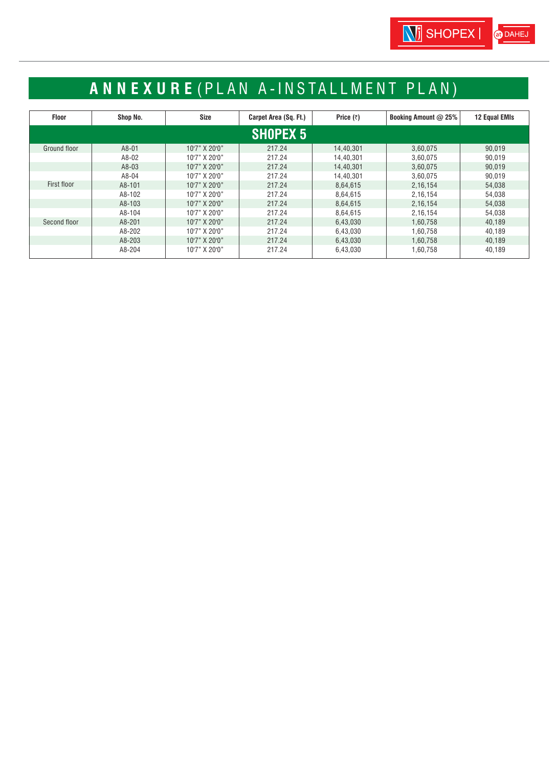# ANNEXURE (PLAN A-INSTALLMENT PLAN)

| Floor | Shop No. | Size | Carpet Area (Sq. Ft.) | Price (₹) | Booking Amount @ 25% | 12 Equal EMIs |
|---|---|---|---|---|---|---|
| **SHOPEX 5** | | | | | | |
| Ground floor | A8-01 | 10'7" X 20'0" | 217.24 | 14,40,301 | 3,60,075 | 90,019 |
| | A8-02 | 10'7" X 20'0" | 217.24 | 14,40,301 | 3,60,075 | 90,019 |
| | A8-03 | 10'7" X 20'0" | 217.24 | 14,40,301 | 3,60,075 | 90,019 |
| | A8-04 | 10'7" X 20'0" | 217.24 | 14,40,301 | 3,60,075 | 90,019 |
| First floor | A8-101 | 10'7" X 20'0" | 217.24 | 8,64,615 | 2,16,154 | 54,038 |
| | A8-102 | 10'7" X 20'0" | 217.24 | 8,64,615 | 2,16,154 | 54,038 |
| | A8-103 | 10'7" X 20'0" | 217.24 | 8,64,615 | 2,16,154 | 54,038 |
| | A8-104 | 10'7" X 20'0" | 217.24 | 8,64,615 | 2,16,154 | 54,038 |
| Second floor | A8-201 | 10'7" X 20'0" | 217.24 | 6,43,030 | 1,60,758 | 40,189 |
| | A8-202 | 10'7" X 20'0" | 217.24 | 6,43,030 | 1,60,758 | 40,189 |
| | A8-203 | 10'7" X 20'0" | 217.24 | 6,43,030 | 1,60,758 | 40,189 |
| | A8-204 | 10'7" X 20'0" | 217.24 | 6,43,030 | 1,60,758 | 40,189 |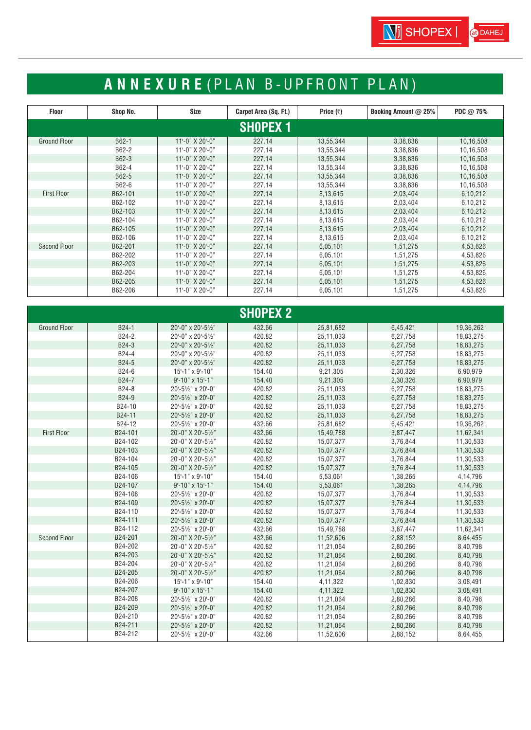# ANNEXURE (PLAN B-UPFRONT PLAN)

| Floor | Shop No. | Size | Carpet Area (Sq. Ft.) | Price (₹) | Booking Amount @ 25% | PDC @ 75% |
|---|---|---|---|---|---|---|
| **SHOPEX 1** | | | | | | |
| Ground Floor | B62-1 | 11'-0" X 20'-0" | 227.14 | 13,55,344 | 3,38,836 | 10,16,508 |
| | B62-2 | 11'-0" X 20'-0" | 227.14 | 13,55,344 | 3,38,836 | 10,16,508 |
| | B62-3 | 11'-0" X 20'-0" | 227.14 | 13,55,344 | 3,38,836 | 10,16,508 |
| | B62-4 | 11'-0" X 20'-0" | 227.14 | 13,55,344 | 3,38,836 | 10,16,508 |
| | B62-5 | 11'-0" X 20'-0" | 227.14 | 13,55,344 | 3,38,836 | 10,16,508 |
| | B62-6 | 11'-0" X 20'-0" | 227.14 | 13,55,344 | 3,38,836 | 10,16,508 |
| First Floor | B62-101 | 11'-0" X 20'-0" | 227.14 | 8,13,615 | 2,03,404 | 6,10,212 |
| | B62-102 | 11'-0" X 20'-0" | 227.14 | 8,13,615 | 2,03,404 | 6,10,212 |
| | B62-103 | 11'-0" X 20'-0" | 227.14 | 8,13,615 | 2,03,404 | 6,10,212 |
| | B62-104 | 11'-0" X 20'-0" | 227.14 | 8,13,615 | 2,03,404 | 6,10,212 |
| | B62-105 | 11'-0" X 20'-0" | 227.14 | 8,13,615 | 2,03,404 | 6,10,212 |
| | B62-106 | 11'-0" X 20'-0" | 227.14 | 8,13,615 | 2,03,404 | 6,10,212 |
| Second Floor | B62-201 | 11'-0" X 20'-0" | 227.14 | 6,05,101 | 1,51,275 | 4,53,826 |
| | B62-202 | 11'-0" X 20'-0" | 227.14 | 6,05,101 | 1,51,275 | 4,53,826 |
| | B62-203 | 11'-0" X 20'-0" | 227.14 | 6,05,101 | 1,51,275 | 4,53,826 |
| | B62-204 | 11'-0" X 20'-0" | 227.14 | 6,05,101 | 1,51,275 | 4,53,826 |
| | B62-205 | 11'-0" X 20'-0" | 227.14 | 6,05,101 | 1,51,275 | 4,53,826 |
| | B62-206 | 11'-0" X 20'-0" | 227.14 | 6,05,101 | 1,51,275 | 4,53,826 |
| **SHOPEX 2** | | | | | | |
| Ground Floor | B24-1 | 20'-0" x 20'-5½" | 432.66 | 25,81,682 | 6,45,421 | 19,36,262 |
| | B24-2 | 20'-0" x 20'-5½" | 420.82 | 25,11,033 | 6,27,758 | 18,83,275 |
| | B24-3 | 20'-0" x 20'-5½" | 420.82 | 25,11,033 | 6,27,758 | 18,83,275 |
| | B24-4 | 20'-0" x 20'-5½" | 420.82 | 25,11,033 | 6,27,758 | 18,83,275 |
| | B24-5 | 20'-0" x 20'-5½" | 420.82 | 25,11,033 | 6,27,758 | 18,83,275 |
| | B24-6 | 15'-1" x 9'-10" | 154.40 | 9,21,305 | 2,30,326 | 6,90,979 |
| | B24-7 | 9'-10" x 15'-1" | 154.40 | 9,21,305 | 2,30,326 | 6,90,979 |
| | B24-8 | 20'-5½" x 20'-0" | 420.82 | 25,11,033 | 6,27,758 | 18,83,275 |
| | B24-9 | 20'-5½" x 20'-0" | 420.82 | 25,11,033 | 6,27,758 | 18,83,275 |
| | B24-10 | 20'-5½" x 20'-0" | 420.82 | 25,11,033 | 6,27,758 | 18,83,275 |
| | B24-11 | 20'-5½" x 20'-0" | 420.82 | 25,11,033 | 6,27,758 | 18,83,275 |
| | B24-12 | 20'-5½" x 20'-0" | 432.66 | 25,81,682 | 6,45,421 | 19,36,262 |
| First Floor | B24-101 | 20'-0" X 20'-5½" | 432.66 | 15,49,788 | 3,87,447 | 11,62,341 |
| | B24-102 | 20'-0" X 20'-5½" | 420.82 | 15,07,377 | 3,76,844 | 11,30,533 |
| | B24-103 | 20'-0" X 20'-5½" | 420.82 | 15,07,377 | 3,76,844 | 11,30,533 |
| | B24-104 | 20'-0" X 20'-5½" | 420.82 | 15,07,377 | 3,76,844 | 11,30,533 |
| | B24-105 | 20'-0" X 20'-5½" | 420.82 | 15,07,377 | 3,76,844 | 11,30,533 |
| | B24-106 | 15'-1" x 9'-10" | 154.40 | 5,53,061 | 1,38,265 | 4,14,796 |
| | B24-107 | 9'-10" x 15'-1" | 154.40 | 5,53,061 | 1,38,265 | 4,14,796 |
| | B24-108 | 20'-5½" x 20'-0" | 420.82 | 15,07,377 | 3,76,844 | 11,30,533 |
| | B24-109 | 20'-5½" x 20'-0" | 420.82 | 15,07,377 | 3,76,844 | 11,30,533 |
| | B24-110 | 20'-5½" x 20'-0" | 420.82 | 15,07,377 | 3,76,844 | 11,30,533 |
| | B24-111 | 20'-5½" x 20'-0" | 420.82 | 15,07,377 | 3,76,844 | 11,30,533 |
| | B24-112 | 20'-5½" x 20'-0" | 432.66 | 15,49,788 | 3,87,447 | 11,62,341 |
| Second Floor | B24-201 | 20'-0" X 20'-5½" | 432.66 | 11,52,606 | 2,88,152 | 8,64,455 |
| | B24-202 | 20'-0" X 20'-5½" | 420.82 | 11,21,064 | 2,80,266 | 8,40,798 |
| | B24-203 | 20'-0" X 20'-5½" | 420.82 | 11,21,064 | 2,80,266 | 8,40,798 |
| | B24-204 | 20'-0" X 20'-5½" | 420.82 | 11,21,064 | 2,80,266 | 8,40,798 |
| | B24-205 | 20'-0" X 20'-5½" | 420.82 | 11,21,064 | 2,80,266 | 8,40,798 |
| | B24-206 | 15'-1" x 9'-10" | 154.40 | 4,11,322 | 1,02,830 | 3,08,491 |
| | B24-207 | 9'-10" x 15'-1" | 154.40 | 4,11,322 | 1,02,830 | 3,08,491 |
| | B24-208 | 20'-5½" x 20'-0" | 420.82 | 11,21,064 | 2,80,266 | 8,40,798 |
| | B24-209 | 20'-5½" x 20'-0" | 420.82 | 11,21,064 | 2,80,266 | 8,40,798 |
| | B24-210 | 20'-5½" x 20'-0" | 420.82 | 11,21,064 | 2,80,266 | 8,40,798 |
| | B24-211 | 20'-5½" x 20'-0" | 420.82 | 11,21,064 | 2,80,266 | 8,40,798 |
| | B24-212 | 20'-5½" x 20'-0" | 432.66 | 11,52,606 | 2,88,152 | 8,64,455 |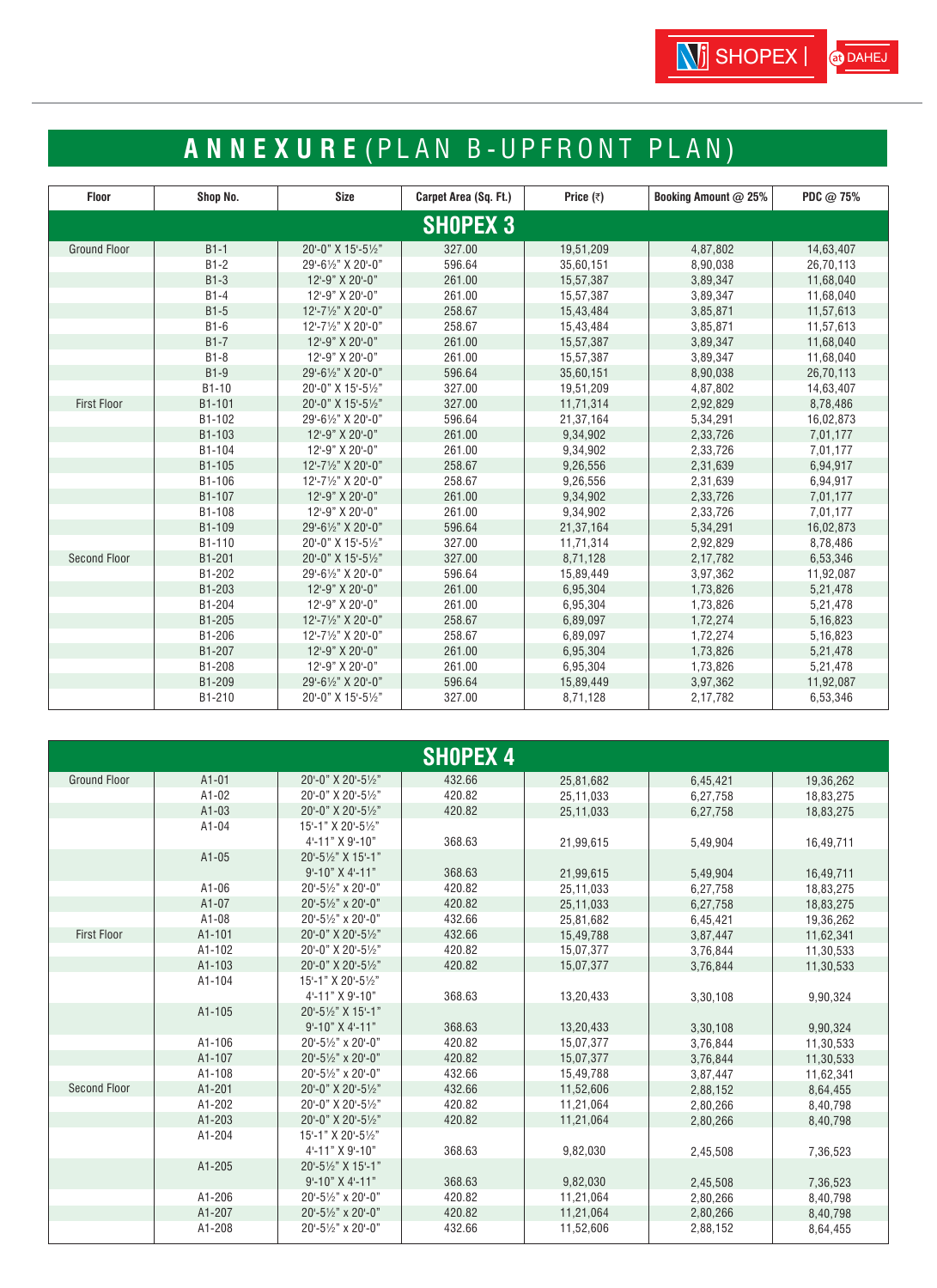# ANNEXURE (PLAN B-UPFRONT PLAN)

| Floor | Shop No. | Size | Carpet Area (Sq. Ft.) | Price (₹) | Booking Amount @ 25% | PDC @ 75% |
|---|---|---|---|---|---|---|
| **SHOPEX 3** | | | | | | |
| Ground Floor | B1-1 | 20'-0" X 15'-5½" | 327.00 | 19,51,209 | 4,87,802 | 14,63,407 |
| | B1-2 | 29'-6½" X 20'-0" | 596.64 | 35,60,151 | 8,90,038 | 26,70,113 |
| | B1-3 | 12'-9" X 20'-0" | 261.00 | 15,57,387 | 3,89,347 | 11,68,040 |
| | B1-4 | 12'-9" X 20'-0" | 261.00 | 15,57,387 | 3,89,347 | 11,68,040 |
| | B1-5 | 12'-7½" X 20'-0" | 258.67 | 15,43,484 | 3,85,871 | 11,57,613 |
| | B1-6 | 12'-7½" X 20'-0" | 258.67 | 15,43,484 | 3,85,871 | 11,57,613 |
| | B1-7 | 12'-9" X 20'-0" | 261.00 | 15,57,387 | 3,89,347 | 11,68,040 |
| | B1-8 | 12'-9" X 20'-0" | 261.00 | 15,57,387 | 3,89,347 | 11,68,040 |
| | B1-9 | 29'-6½" X 20'-0" | 596.64 | 35,60,151 | 8,90,038 | 26,70,113 |
| | B1-10 | 20'-0" X 15'-5½" | 327.00 | 19,51,209 | 4,87,802 | 14,63,407 |
| First Floor | B1-101 | 20'-0" X 15'-5½" | 327.00 | 11,71,314 | 2,92,829 | 8,78,486 |
| | B1-102 | 29'-6½" X 20'-0" | 596.64 | 21,37,164 | 5,34,291 | 16,02,873 |
| | B1-103 | 12'-9" X 20'-0" | 261.00 | 9,34,902 | 2,33,726 | 7,01,177 |
| | B1-104 | 12'-9" X 20'-0" | 261.00 | 9,34,902 | 2,33,726 | 7,01,177 |
| | B1-105 | 12'-7½" X 20'-0" | 258.67 | 9,26,556 | 2,31,639 | 6,94,917 |
| | B1-106 | 12'-7½" X 20'-0" | 258.67 | 9,26,556 | 2,31,639 | 6,94,917 |
| | B1-107 | 12'-9" X 20'-0" | 261.00 | 9,34,902 | 2,33,726 | 7,01,177 |
| | B1-108 | 12'-9" X 20'-0" | 261.00 | 9,34,902 | 2,33,726 | 7,01,177 |
| | B1-109 | 29'-6½" X 20'-0" | 596.64 | 21,37,164 | 5,34,291 | 16,02,873 |
| | B1-110 | 20'-0" X 15'-5½" | 327.00 | 11,71,314 | 2,92,829 | 8,78,486 |
| Second Floor | B1-201 | 20'-0" X 15'-5½" | 327.00 | 8,71,128 | 2,17,782 | 6,53,346 |
| | B1-202 | 29'-6½" X 20'-0" | 596.64 | 15,89,449 | 3,97,362 | 11,92,087 |
| | B1-203 | 12'-9" X 20'-0" | 261.00 | 6,95,304 | 1,73,826 | 5,21,478 |
| | B1-204 | 12'-9" X 20'-0" | 261.00 | 6,95,304 | 1,73,826 | 5,21,478 |
| | B1-205 | 12'-7½" X 20'-0" | 258.67 | 6,89,097 | 1,72,274 | 5,16,823 |
| | B1-206 | 12'-7½" X 20'-0" | 258.67 | 6,89,097 | 1,72,274 | 5,16,823 |
| | B1-207 | 12'-9" X 20'-0" | 261.00 | 6,95,304 | 1,73,826 | 5,21,478 |
| | B1-208 | 12'-9" X 20'-0" | 261.00 | 6,95,304 | 1,73,826 | 5,21,478 |
| | B1-209 | 29'-6½" X 20'-0" | 596.64 | 15,89,449 | 3,97,362 | 11,92,087 |
| | B1-210 | 20'-0" X 15'-5½" | 327.00 | 8,71,128 | 2,17,782 | 6,53,346 |

| Floor | Shop No. | Size | Carpet Area (Sq. Ft.) | Price (₹) | Booking Amount @ 25% | PDC @ 75% |
|---|---|---|---|---|---|---|
| **SHOPEX 4** | | | | | | |
| Ground Floor | A1-01 | 20'-0" X 20'-5½" | 432.66 | 25,81,682 | 6,45,421 | 19,36,262 |
| | A1-02 | 20'-0" X 20'-5½" | 420.82 | 25,11,033 | 6,27,758 | 18,83,275 |
| | A1-03 | 20'-0" X 20'-5½" | 420.82 | 25,11,033 | 6,27,758 | 18,83,275 |
| | A1-04 | 15'-1" X 20'-5½" 4'-11" X 9'-10" | 368.63 | 21,99,615 | 5,49,904 | 16,49,711 |
| | A1-05 | 20'-5½" X 15'-1" 9'-10" X 4'-11" | 368.63 | 21,99,615 | 5,49,904 | 16,49,711 |
| | A1-06 | 20'-5½" x 20'-0" | 420.82 | 25,11,033 | 6,27,758 | 18,83,275 |
| | A1-07 | 20'-5½" x 20'-0" | 420.82 | 25,11,033 | 6,27,758 | 18,83,275 |
| | A1-08 | 20'-5½" x 20'-0" | 432.66 | 25,81,682 | 6,45,421 | 19,36,262 |
| First Floor | A1-101 | 20'-0" X 20'-5½" | 432.66 | 15,49,788 | 3,87,447 | 11,62,341 |
| | A1-102 | 20'-0" X 20'-5½" | 420.82 | 15,07,377 | 3,76,844 | 11,30,533 |
| | A1-103 | 20'-0" X 20'-5½" | 420.82 | 15,07,377 | 3,76,844 | 11,30,533 |
| | A1-104 | 15'-1" X 20'-5½" 4'-11" X 9'-10" | 368.63 | 13,20,433 | 3,30,108 | 9,90,324 |
| | A1-105 | 20'-5½" X 15'-1" 9'-10" X 4'-11" | 368.63 | 13,20,433 | 3,30,108 | 9,90,324 |
| | A1-106 | 20'-5½" x 20'-0" | 420.82 | 15,07,377 | 3,76,844 | 11,30,533 |
| | A1-107 | 20'-5½" x 20'-0" | 420.82 | 15,07,377 | 3,76,844 | 11,30,533 |
| | A1-108 | 20'-5½" x 20'-0" | 432.66 | 15,49,788 | 3,87,447 | 11,62,341 |
| Second Floor | A1-201 | 20'-0" X 20'-5½" | 432.66 | 11,52,606 | 2,88,152 | 8,64,455 |
| | A1-202 | 20'-0" X 20'-5½" | 420.82 | 11,21,064 | 2,80,266 | 8,40,798 |
| | A1-203 | 20'-0" X 20'-5½" | 420.82 | 11,21,064 | 2,80,266 | 8,40,798 |
| | A1-204 | 15'-1" X 20'-5½" 4'-11" X 9'-10" | 368.63 | 9,82,030 | 2,45,508 | 7,36,523 |
| | A1-205 | 20'-5½" X 15'-1" 9'-10" X 4'-11" | 368.63 | 9,82,030 | 2,45,508 | 7,36,523 |
| | A1-206 | 20'-5½" x 20'-0" | 420.82 | 11,21,064 | 2,80,266 | 8,40,798 |
| | A1-207 | 20'-5½" x 20'-0" | 420.82 | 11,21,064 | 2,80,266 | 8,40,798 |
| | A1-208 | 20'-5½" x 20'-0" | 432.66 | 11,52,606 | 2,88,152 | 8,64,455 |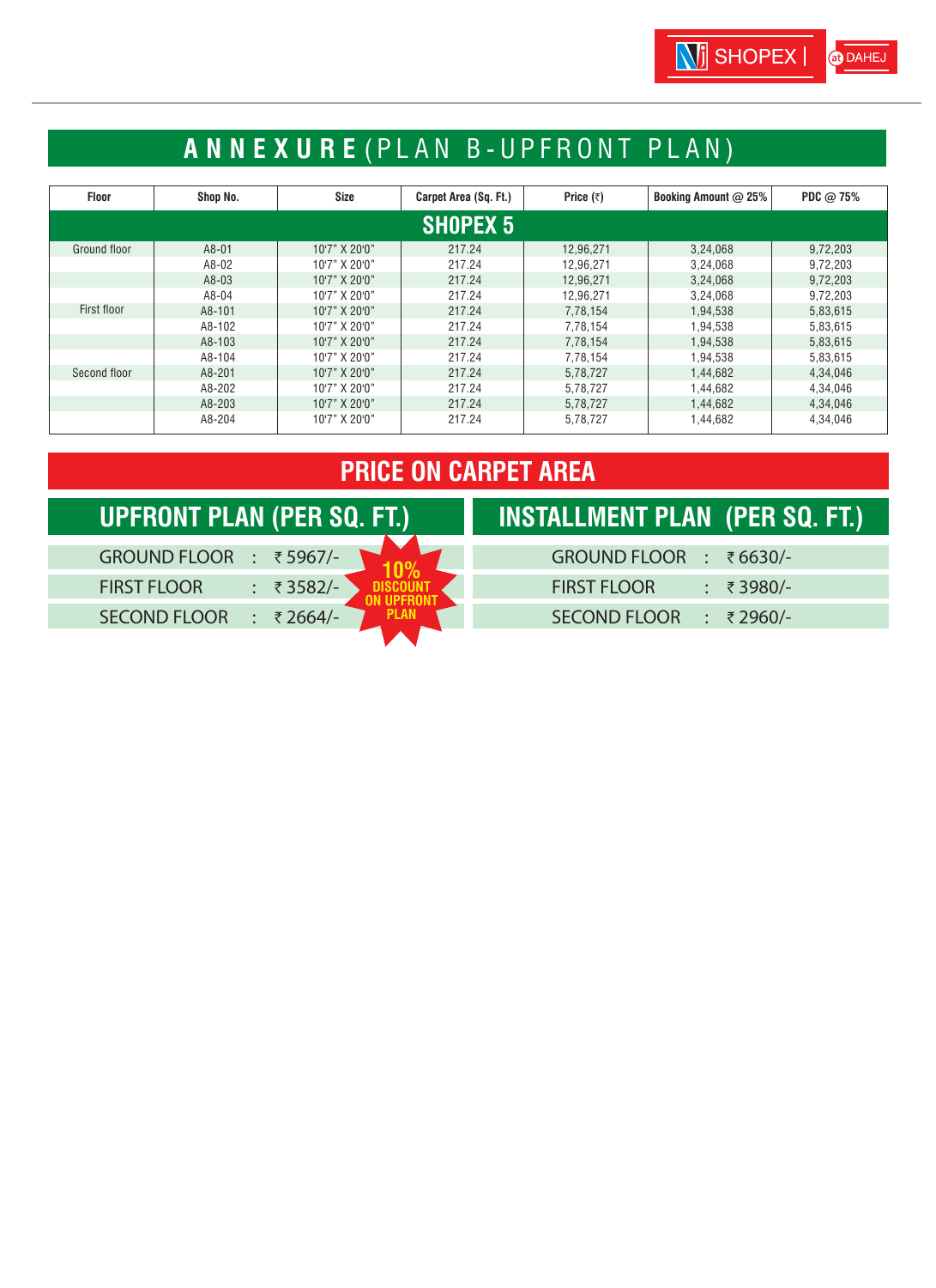SHOPEX | at DAHEJ

# ANNEXURE (PLAN B-UPFRONT PLAN)

| Floor | Shop No. | Size | Carpet Area (Sq. Ft.) | Price (₹) | Booking Amount @ 25% | PDC @ 75% |
|---|---|---|---|---|---|---|
| **SHOPEX 5** | | | | | | |
| Ground floor | A8-01 | 10'7" X 20'0" | 217.24 | 12,96,271 | 3,24,068 | 9,72,203 |
| | A8-02 | 10'7" X 20'0" | 217.24 | 12,96,271 | 3,24,068 | 9,72,203 |
| | A8-03 | 10'7" X 20'0" | 217.24 | 12,96,271 | 3,24,068 | 9,72,203 |
| | A8-04 | 10'7" X 20'0" | 217.24 | 12,96,271 | 3,24,068 | 9,72,203 |
| First floor | A8-101 | 10'7" X 20'0" | 217.24 | 7,78,154 | 1,94,538 | 5,83,615 |
| | A8-102 | 10'7" X 20'0" | 217.24 | 7,78,154 | 1,94,538 | 5,83,615 |
| | A8-103 | 10'7" X 20'0" | 217.24 | 7,78,154 | 1,94,538 | 5,83,615 |
| | A8-104 | 10'7" X 20'0" | 217.24 | 7,78,154 | 1,94,538 | 5,83,615 |
| Second floor | A8-201 | 10'7" X 20'0" | 217.24 | 5,78,727 | 1,44,682 | 4,34,046 |
| | A8-202 | 10'7" X 20'0" | 217.24 | 5,78,727 | 1,44,682 | 4,34,046 |
| | A8-203 | 10'7" X 20'0" | 217.24 | 5,78,727 | 1,44,682 | 4,34,046 |
| | A8-204 | 10'7" X 20'0" | 217.24 | 5,78,727 | 1,44,682 | 4,34,046 |

## PRICE ON CARPET AREA

### UPFRONT PLAN (PER SQ. FT.)

GROUND FLOOR : ₹ 5967/-

FIRST FLOOR : ₹ 3582/-

SECOND FLOOR : ₹ 2664/-

**10% DISCOUNT ON UPFRONT PLAN**

### INSTALLMENT PLAN (PER SQ. FT.)

GROUND FLOOR : ₹ 6630/-

FIRST FLOOR : ₹ 3980/-

SECOND FLOOR : ₹ 2960/-